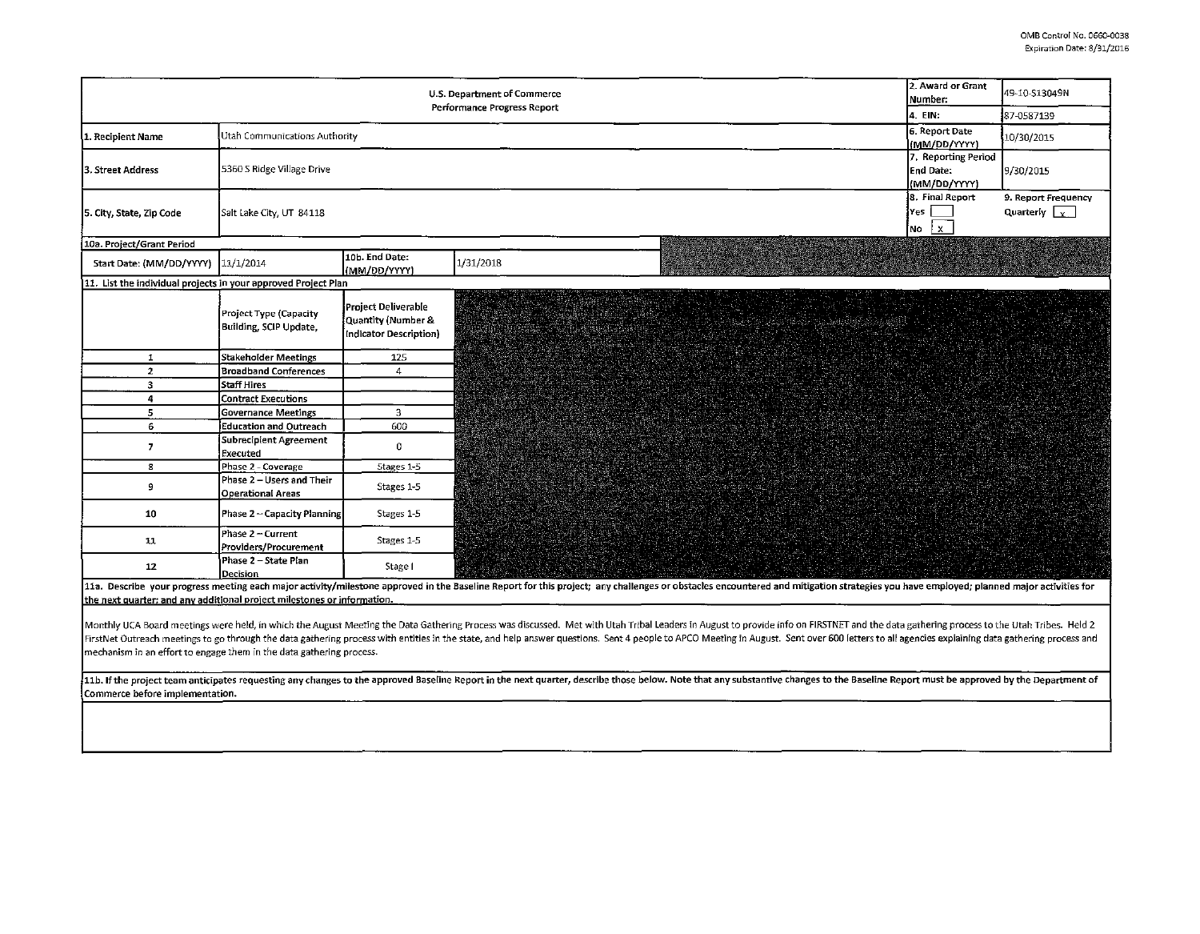OMB Control No. 0660-0038
Expiration Date: 8/31/2016

| U.S. Department of Commerce<br>Performance Progress Report | | | | 2. Award or Grant Number: | 49-10-S13049N |
|---|---|---|---|---|---|
| | | | | 4. EIN: | 87-0587139 |
| 1. Recipient Name | Utah Communications Authority | | | 6. Report Date (MM/DD/YYYY) | 10/30/2015 |
| 3. Street Address | 5360 S Ridge Village Drive | | | 7. Reporting Period End Date: (MM/DD/YYYY) | 9/30/2015 |
| 5. City, State, Zip Code | Salt Lake City, UT 84118 | | | 8. Final Report<br>Yes [ ]<br>No [x] | 9. Report Frequency<br>Quarterly [x] |
| 10a. Project/Grant Period | | | | | |
| Start Date: (MM/DD/YYYY) | 11/1/2014 | 10b. End Date: (MM/DD/YYYY) | 1/31/2018 | | |

11. List the individual projects in your approved Project Plan

| | Project Type (Capacity Building, SCIP Update, | Project Deliverable Quantity (Number & Indicator Description) |
|---|---|---|
| 1 | Stakeholder Meetings | 125 |
| 2 | Broadband Conferences | 4 |
| 3 | Staff Hires | |
| 4 | Contract Executions | |
| 5 | Governance Meetings | 3 |
| 6 | Education and Outreach | 600 |
| 7 | Subrecipient Agreement Executed | 0 |
| 8 | Phase 2 - Coverage | Stages 1-5 |
| 9 | Phase 2 – Users and Their Operational Areas | Stages 1-5 |
| 10 | Phase 2 – Capacity Planning | Stages 1-5 |
| 11 | Phase 2 – Current Providers/Procurement | Stages 1-5 |
| 12 | Phase 2 – State Plan Decision | Stage I |

**11a. Describe your progress meeting each major activity/milestone approved in the Baseline Report for this project; any challenges or obstacles encountered and mitigation strategies you have employed; planned major activities for the next quarter; and any additional project milestones or information.**

Monthly UCA Board meetings were held, in which the August Meeting the Data Gathering Process was discussed. Met with Utah Tribal Leaders in August to provide info on FIRSTNET and the data gathering process to the Utah Tribes. Held 2 FirstNet Outreach meetings to go through the data gathering process with entities in the state, and help answer questions. Sent 4 people to APCO Meeting in August. Sent over 600 letters to all agencies explaining data gathering process and mechanism in an effort to engage them in the data gathering process.

**11b. If the project team anticipates requesting any changes to the approved Baseline Report in the next quarter, describe those below. Note that any substantive changes to the Baseline Report must be approved by the Department of Commerce before implementation.**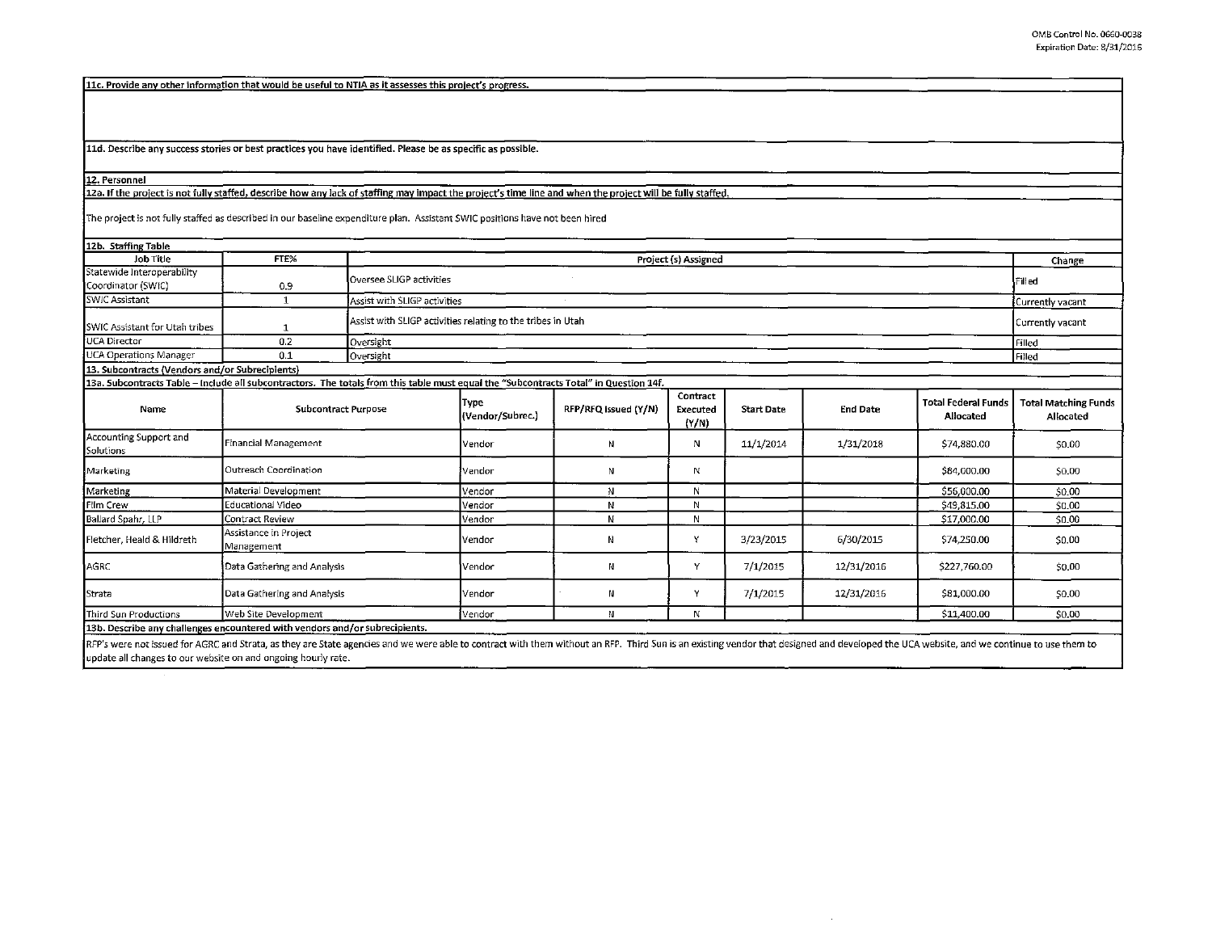**11c. Provide any other information that would be useful to NTIA as it assesses this project's progress.**

**11d. Describe any success stories or best practices you have identified. Please be as specific as possible.**

**12. Personnel**

**12a. If the project is not fully staffed, describe how any lack of staffing may impact the project's time line and when the project will be fully staffed.**

The project is not fully staffed as described in our baseline expenditure plan. Assistant SWIC positions have not been hired

**12b. Staffing Table**

| Job Title | FTE% | Project (s) Assigned | Change |
|---|---|---|---|
| Statewide Interoperability Coordinator (SWIC) | 0.9 | Oversee SLIGP activities | Filled |
| SWIC Assistant | 1 | Assist with SLIGP activities | Currently vacant |
| SWIC Assistant for Utah tribes | 1 | Assist with SLIGP activities relating to the tribes in Utah | Currently vacant |
| UCA Director | 0.2 | Oversight | Filled |
| UCA Operations Manager | 0.1 | Oversight | Filled |

**13. Subcontracts (Vendors and/or Subrecipients)**

**13a. Subcontracts Table – Include all subcontractors. The totals from this table must equal the "Subcontracts Total" in Question 14f.**

| Name | Subcontract Purpose | Type (Vendor/Subrec.) | RFP/RFQ Issued (Y/N) | Contract Executed (Y/N) | Start Date | End Date | Total Federal Funds Allocated | Total Matching Funds Allocated |
|---|---|---|---|---|---|---|---|---|
| Accounting Support and Solutions | Financial Management | Vendor | N | N | 11/1/2014 | 1/31/2018 | $74,880.00 | $0.00 |
| Marketing | Outreach Coordination | Vendor | N | N | | | $84,000.00 | $0.00 |
| Marketing | Material Development | Vendor | N | N | | | $56,000.00 | $0.00 |
| Film Crew | Educational Video | Vendor | N | N | | | $49,815.00 | $0.00 |
| Ballard Spahr, LLP | Contract Review | Vendor | N | N | | | $17,000.00 | $0.00 |
| Fletcher, Heald & Hildreth | Assistance in Project Management | Vendor | N | Y | 3/23/2015 | 6/30/2015 | $74,250.00 | $0.00 |
| AGRC | Data Gathering and Analysis | Vendor | N | Y | 7/1/2015 | 12/31/2016 | $227,760.00 | $0.00 |
| Strata | Data Gathering and Analysis | Vendor | N | Y | 7/1/2015 | 12/31/2016 | $81,000.00 | $0.00 |
| Third Sun Productions | Web Site Development | Vendor | N | N | | | $11,400.00 | $0.00 |

**13b. Describe any challenges encountered with vendors and/or subrecipients.**

RFP's were not issued for AGRC and Strata, as they are State agencies and we were able to contract with them without an RFP. Third Sun is an existing vendor that designed and developed the UCA website, and we continue to use them to update all changes to our website on and ongoing hourly rate.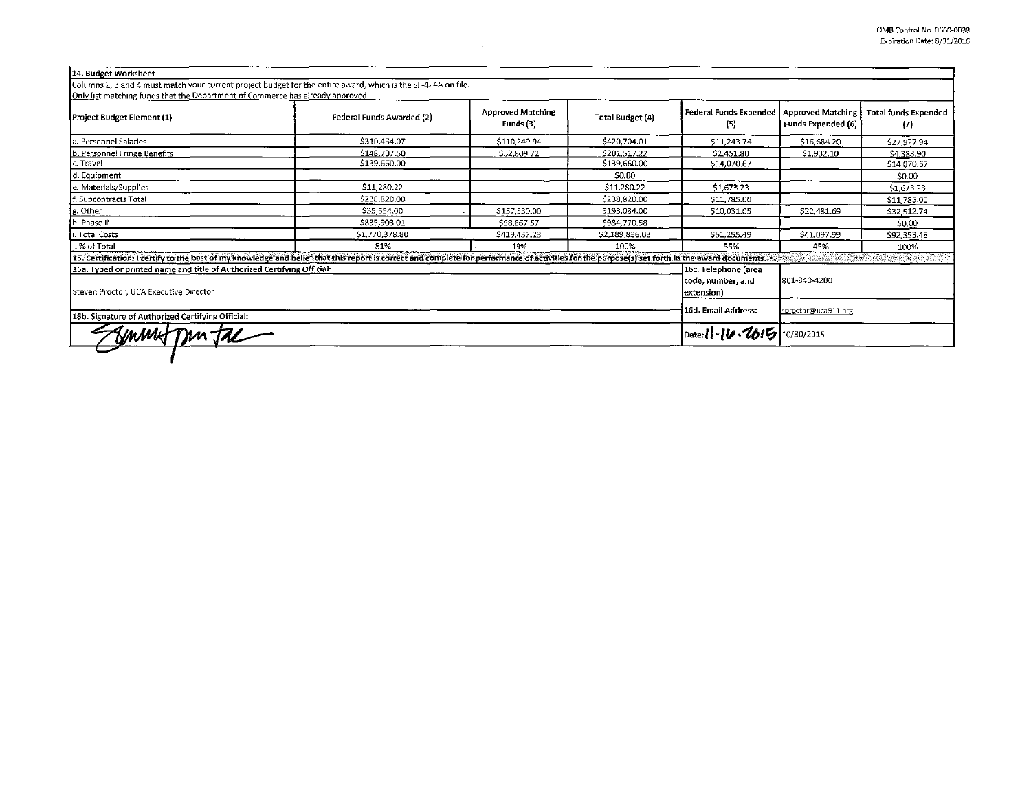OMB Control No. 0660-0038
Expiration Date: 8/31/2016

| 14. Budget Worksheet | | | | | | |
|---|---|---|---|---|---|---|
| Columns 2, 3 and 4 must match your current project budget for the entire award, which is the SF-424A on file. Only list matching funds that the Department of Commerce has already approved. | | | | | | |
| Project Budget Element (1) | Federal Funds Awarded (2) | Approved Matching Funds (3) | Total Budget (4) | Federal Funds Expended (5) | Approved Matching Funds Expended (6) | Total funds Expended (7) |
| a. Personnel Salaries | $310,454.07 | $110,249.94 | $420,704.01 | $11,243.74 | $16,684.20 | $27,927.94 |
| b. Personnel Fringe Benefits | $148,707.50 | $52,809.72 | $201,517.22 | $2,451.80 | $1,932.10 | $4,383.90 |
| c. Travel | $139,660.00 | | $139,660.00 | $14,070.67 | | $14,070.67 |
| d. Equipment | | | $0.00 | | | $0.00 |
| e. Materials/Supplies | $11,280.22 | | $11,280.22 | $1,673.23 | | $1,673.23 |
| f. Subcontracts Total | $238,820.00 | | $238,820.00 | $11,785.00 | | $11,785.00 |
| g. Other | $35,554.00 | $157,530.00 | $193,084.00 | $10,031.05 | $22,481.69 | $32,512.74 |
| h. Phase II | $885,903.01 | $98,867.57 | $984,770.58 | | | $0.00 |
| i. Total Costs | $1,770,378.80 | $419,457.23 | $2,189,836.03 | $51,255.49 | $41,097.99 | $92,353.48 |
| j. % of Total | 81% | 19% | 100% | 55% | 45% | 100% |

**15. Certification:** I certify to the best of my knowledge and belief that this report is correct and complete for performance of activities for the purpose(s) set forth in the award documents.

| | | |
|---|---|---|
| 16a. Typed or printed name and title of Authorized Certifying Official: Steven Proctor, UCA Executive Director | 16c. Telephone (area code, number, and extension) | 801-840-4200 |
| 16b. Signature of Authorized Certifying Official: | 16d. Email Address: | sproctor@uca911.org |
| *[signature]* | Date: 11·16·2015 | 10/30/2015 |